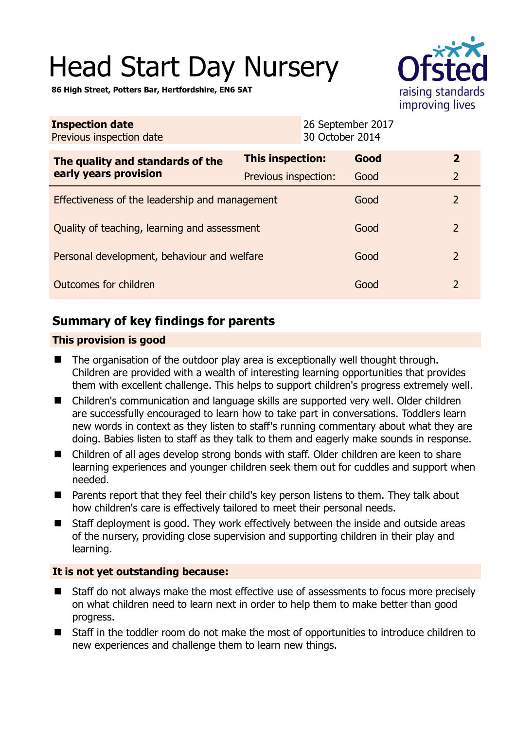# Head Start Day Nursery

**86 High Street, Potters Bar, Hertfordshire, EN6 5AT**

| **Inspection date** | 26 September 2017 |
| --- | --- |
| Previous inspection date | 30 October 2014 |

| **The quality and standards of the early years provision** | **This inspection:** | **Good** | **2** |
| --- | --- | --- | --- |
| | Previous inspection: | Good | 2 |
| Effectiveness of the leadership and management | | Good | 2 |
| Quality of teaching, learning and assessment | | Good | 2 |
| Personal development, behaviour and welfare | | Good | 2 |
| Outcomes for children | | Good | 2 |

## Summary of key findings for parents

### This provision is good

- The organisation of the outdoor play area is exceptionally well thought through. Children are provided with a wealth of interesting learning opportunities that provides them with excellent challenge. This helps to support children's progress extremely well.
- Children's communication and language skills are supported very well. Older children are successfully encouraged to learn how to take part in conversations. Toddlers learn new words in context as they listen to staff's running commentary about what they are doing. Babies listen to staff as they talk to them and eagerly make sounds in response.
- Children of all ages develop strong bonds with staff. Older children are keen to share learning experiences and younger children seek them out for cuddles and support when needed.
- Parents report that they feel their child's key person listens to them. They talk about how children's care is effectively tailored to meet their personal needs.
- Staff deployment is good. They work effectively between the inside and outside areas of the nursery, providing close supervision and supporting children in their play and learning.

### It is not yet outstanding because:

- Staff do not always make the most effective use of assessments to focus more precisely on what children need to learn next in order to help them to make better than good progress.
- Staff in the toddler room do not make the most of opportunities to introduce children to new experiences and challenge them to learn new things.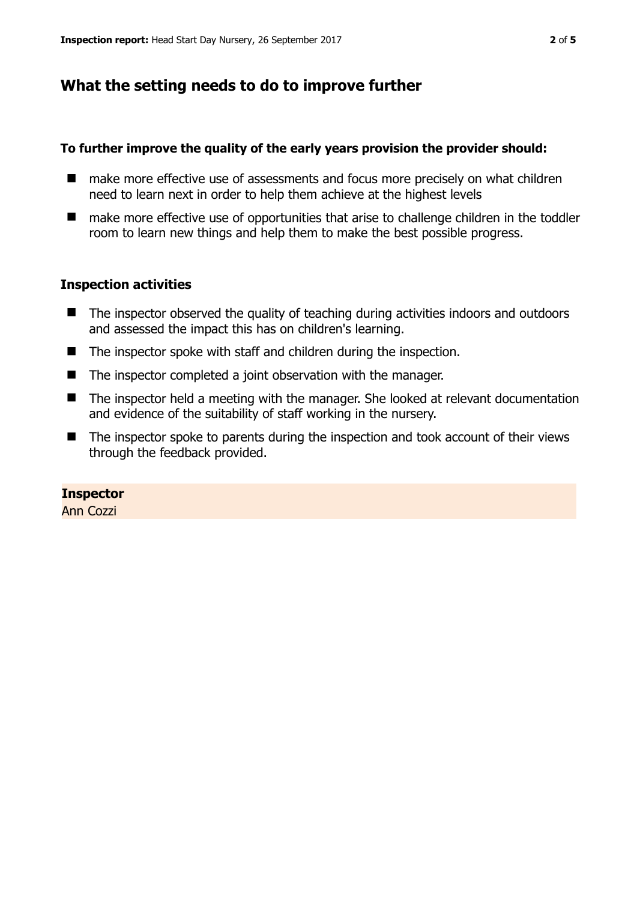## What the setting needs to do to improve further

**To further improve the quality of the early years provision the provider should:**

- make more effective use of assessments and focus more precisely on what children need to learn next in order to help them achieve at the highest levels
- make more effective use of opportunities that arise to challenge children in the toddler room to learn new things and help them to make the best possible progress.

### Inspection activities

- The inspector observed the quality of teaching during activities indoors and outdoors and assessed the impact this has on children's learning.
- The inspector spoke with staff and children during the inspection.
- The inspector completed a joint observation with the manager.
- The inspector held a meeting with the manager. She looked at relevant documentation and evidence of the suitability of staff working in the nursery.
- The inspector spoke to parents during the inspection and took account of their views through the feedback provided.

**Inspector**
Ann Cozzi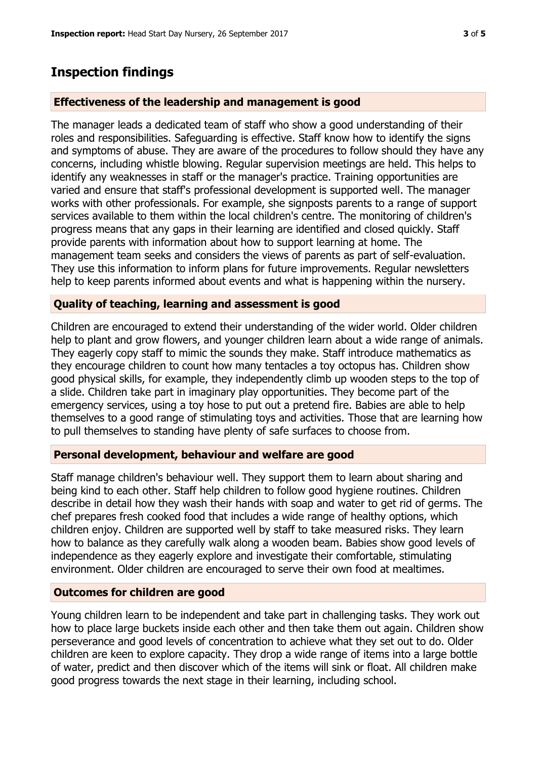## Inspection findings

### Effectiveness of the leadership and management is good

The manager leads a dedicated team of staff who show a good understanding of their roles and responsibilities. Safeguarding is effective. Staff know how to identify the signs and symptoms of abuse. They are aware of the procedures to follow should they have any concerns, including whistle blowing. Regular supervision meetings are held. This helps to identify any weaknesses in staff or the manager's practice. Training opportunities are varied and ensure that staff's professional development is supported well. The manager works with other professionals. For example, she signposts parents to a range of support services available to them within the local children's centre. The monitoring of children's progress means that any gaps in their learning are identified and closed quickly. Staff provide parents with information about how to support learning at home. The management team seeks and considers the views of parents as part of self-evaluation. They use this information to inform plans for future improvements. Regular newsletters help to keep parents informed about events and what is happening within the nursery.

### Quality of teaching, learning and assessment is good

Children are encouraged to extend their understanding of the wider world. Older children help to plant and grow flowers, and younger children learn about a wide range of animals. They eagerly copy staff to mimic the sounds they make. Staff introduce mathematics as they encourage children to count how many tentacles a toy octopus has. Children show good physical skills, for example, they independently climb up wooden steps to the top of a slide. Children take part in imaginary play opportunities. They become part of the emergency services, using a toy hose to put out a pretend fire. Babies are able to help themselves to a good range of stimulating toys and activities. Those that are learning how to pull themselves to standing have plenty of safe surfaces to choose from.

### Personal development, behaviour and welfare are good

Staff manage children's behaviour well. They support them to learn about sharing and being kind to each other. Staff help children to follow good hygiene routines. Children describe in detail how they wash their hands with soap and water to get rid of germs. The chef prepares fresh cooked food that includes a wide range of healthy options, which children enjoy. Children are supported well by staff to take measured risks. They learn how to balance as they carefully walk along a wooden beam. Babies show good levels of independence as they eagerly explore and investigate their comfortable, stimulating environment. Older children are encouraged to serve their own food at mealtimes.

### Outcomes for children are good

Young children learn to be independent and take part in challenging tasks. They work out how to place large buckets inside each other and then take them out again. Children show perseverance and good levels of concentration to achieve what they set out to do. Older children are keen to explore capacity. They drop a wide range of items into a large bottle of water, predict and then discover which of the items will sink or float. All children make good progress towards the next stage in their learning, including school.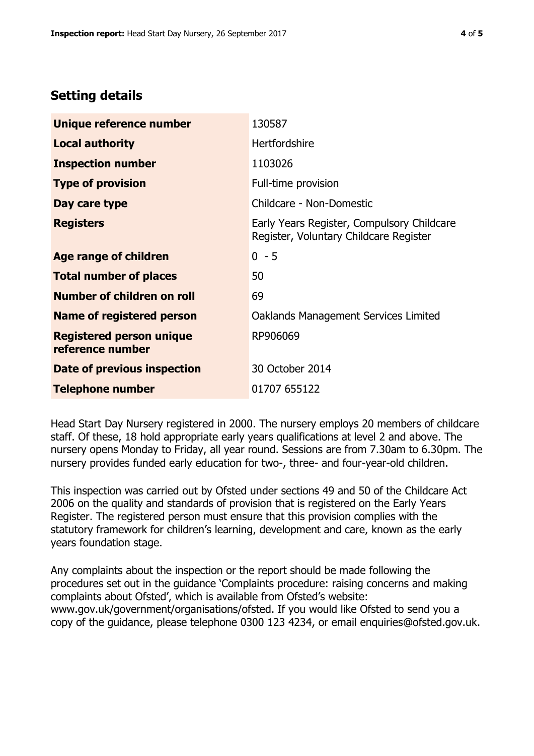## Setting details

| | |
|---|---|
| **Unique reference number** | 130587 |
| **Local authority** | Hertfordshire |
| **Inspection number** | 1103026 |
| **Type of provision** | Full-time provision |
| **Day care type** | Childcare - Non-Domestic |
| **Registers** | Early Years Register, Compulsory Childcare Register, Voluntary Childcare Register |
| **Age range of children** | 0 - 5 |
| **Total number of places** | 50 |
| **Number of children on roll** | 69 |
| **Name of registered person** | Oaklands Management Services Limited |
| **Registered person unique reference number** | RP906069 |
| **Date of previous inspection** | 30 October 2014 |
| **Telephone number** | 01707 655122 |

Head Start Day Nursery registered in 2000. The nursery employs 20 members of childcare staff. Of these, 18 hold appropriate early years qualifications at level 2 and above. The nursery opens Monday to Friday, all year round. Sessions are from 7.30am to 6.30pm. The nursery provides funded early education for two-, three- and four-year-old children.

This inspection was carried out by Ofsted under sections 49 and 50 of the Childcare Act 2006 on the quality and standards of provision that is registered on the Early Years Register. The registered person must ensure that this provision complies with the statutory framework for children's learning, development and care, known as the early years foundation stage.

Any complaints about the inspection or the report should be made following the procedures set out in the guidance 'Complaints procedure: raising concerns and making complaints about Ofsted', which is available from Ofsted's website: www.gov.uk/government/organisations/ofsted. If you would like Ofsted to send you a copy of the guidance, please telephone 0300 123 4234, or email enquiries@ofsted.gov.uk.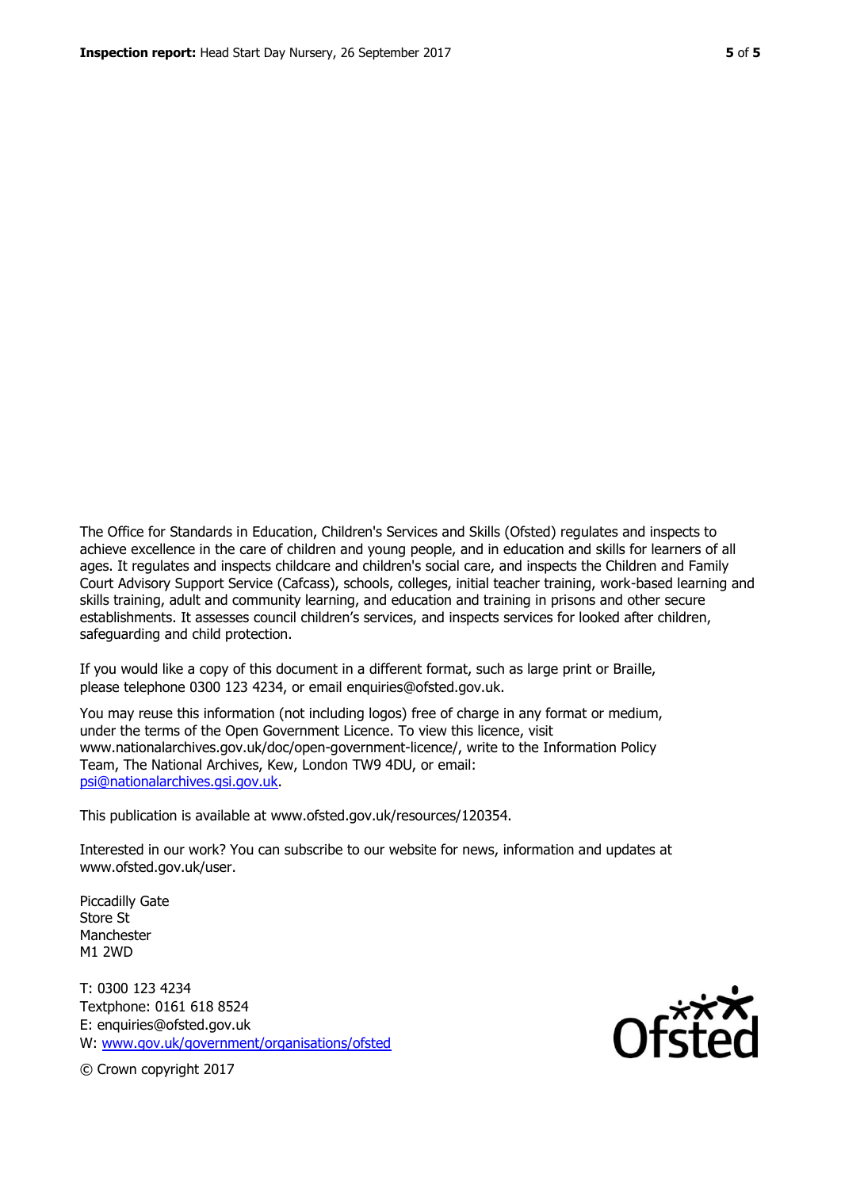The Office for Standards in Education, Children's Services and Skills (Ofsted) regulates and inspects to achieve excellence in the care of children and young people, and in education and skills for learners of all ages. It regulates and inspects childcare and children's social care, and inspects the Children and Family Court Advisory Support Service (Cafcass), schools, colleges, initial teacher training, work-based learning and skills training, adult and community learning, and education and training in prisons and other secure establishments. It assesses council children's services, and inspects services for looked after children, safeguarding and child protection.

If you would like a copy of this document in a different format, such as large print or Braille, please telephone 0300 123 4234, or email enquiries@ofsted.gov.uk.

You may reuse this information (not including logos) free of charge in any format or medium, under the terms of the Open Government Licence. To view this licence, visit www.nationalarchives.gov.uk/doc/open-government-licence/, write to the Information Policy Team, The National Archives, Kew, London TW9 4DU, or email: psi@nationalarchives.gsi.gov.uk.

This publication is available at www.ofsted.gov.uk/resources/120354.

Interested in our work? You can subscribe to our website for news, information and updates at www.ofsted.gov.uk/user.

Piccadilly Gate
Store St
Manchester
M1 2WD

T: 0300 123 4234
Textphone: 0161 618 8524
E: enquiries@ofsted.gov.uk
W: www.gov.uk/government/organisations/ofsted

© Crown copyright 2017